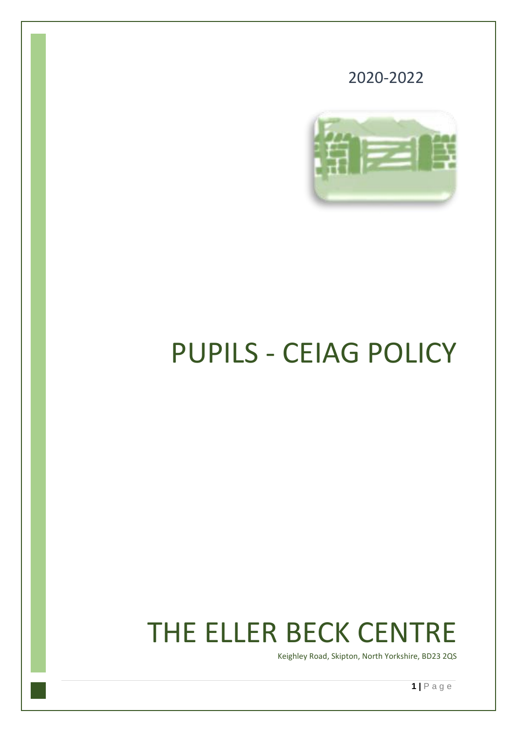2020-2022

# PUPILS - CEIAG POLICY

# THE ELLER BECK CENTRE

Keighley Road, Skipton, North Yorkshire, BD23 2QS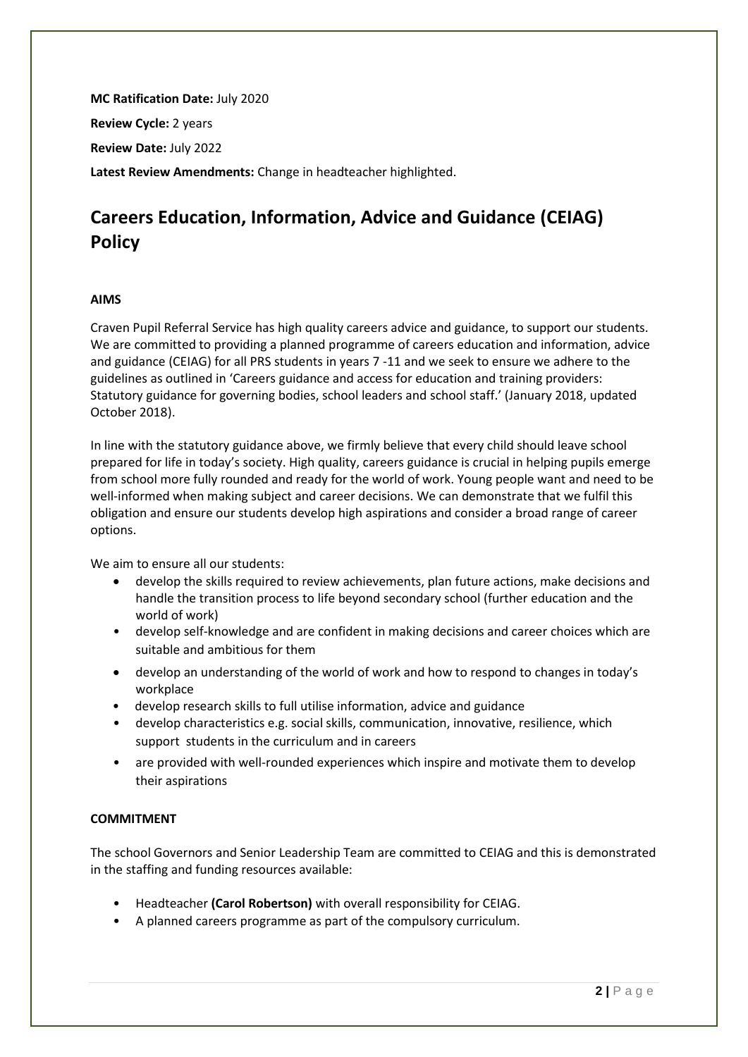**MC Ratification Date:** July 2020

**Review Cycle:** 2 years

**Review Date:** July 2022

**Latest Review Amendments:** Change in headteacher highlighted.

# Careers Education, Information, Advice and Guidance (CEIAG) Policy

**AIMS**

Craven Pupil Referral Service has high quality careers advice and guidance, to support our students. We are committed to providing a planned programme of careers education and information, advice and guidance (CEIAG) for all PRS students in years 7 -11 and we seek to ensure we adhere to the guidelines as outlined in 'Careers guidance and access for education and training providers: Statutory guidance for governing bodies, school leaders and school staff.' (January 2018, updated October 2018).

In line with the statutory guidance above, we firmly believe that every child should leave school prepared for life in today's society. High quality, careers guidance is crucial in helping pupils emerge from school more fully rounded and ready for the world of work. Young people want and need to be well-informed when making subject and career decisions. We can demonstrate that we fulfil this obligation and ensure our students develop high aspirations and consider a broad range of career options.

We aim to ensure all our students:

- develop the skills required to review achievements, plan future actions, make decisions and handle the transition process to life beyond secondary school (further education and the world of work)
- develop self-knowledge and are confident in making decisions and career choices which are suitable and ambitious for them
- develop an understanding of the world of work and how to respond to changes in today's workplace
- develop research skills to full utilise information, advice and guidance
- develop characteristics e.g. social skills, communication, innovative, resilience, which support students in the curriculum and in careers
- are provided with well-rounded experiences which inspire and motivate them to develop their aspirations

**COMMITMENT**

The school Governors and Senior Leadership Team are committed to CEIAG and this is demonstrated in the staffing and funding resources available:

- Headteacher **(Carol Robertson)** with overall responsibility for CEIAG.
- A planned careers programme as part of the compulsory curriculum.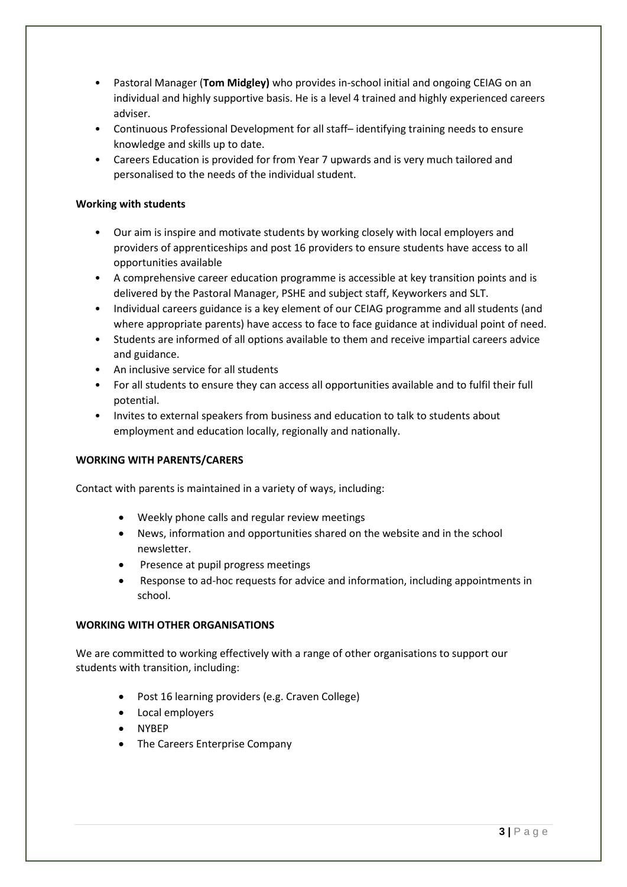- Pastoral Manager (**Tom Midgley)** who provides in-school initial and ongoing CEIAG on an individual and highly supportive basis. He is a level 4 trained and highly experienced careers adviser.
- Continuous Professional Development for all staff– identifying training needs to ensure knowledge and skills up to date.
- Careers Education is provided for from Year 7 upwards and is very much tailored and personalised to the needs of the individual student.

**Working with students**

- Our aim is inspire and motivate students by working closely with local employers and providers of apprenticeships and post 16 providers to ensure students have access to all opportunities available
- A comprehensive career education programme is accessible at key transition points and is delivered by the Pastoral Manager, PSHE and subject staff, Keyworkers and SLT.
- Individual careers guidance is a key element of our CEIAG programme and all students (and where appropriate parents) have access to face to face guidance at individual point of need.
- Students are informed of all options available to them and receive impartial careers advice and guidance.
- An inclusive service for all students
- For all students to ensure they can access all opportunities available and to fulfil their full potential.
- Invites to external speakers from business and education to talk to students about employment and education locally, regionally and nationally.

**WORKING WITH PARENTS/CARERS**

Contact with parents is maintained in a variety of ways, including:

- Weekly phone calls and regular review meetings
- News, information and opportunities shared on the website and in the school newsletter.
- Presence at pupil progress meetings
- Response to ad-hoc requests for advice and information, including appointments in school.

**WORKING WITH OTHER ORGANISATIONS**

We are committed to working effectively with a range of other organisations to support our students with transition, including:

- Post 16 learning providers (e.g. Craven College)
- Local employers
- NYBEP
- The Careers Enterprise Company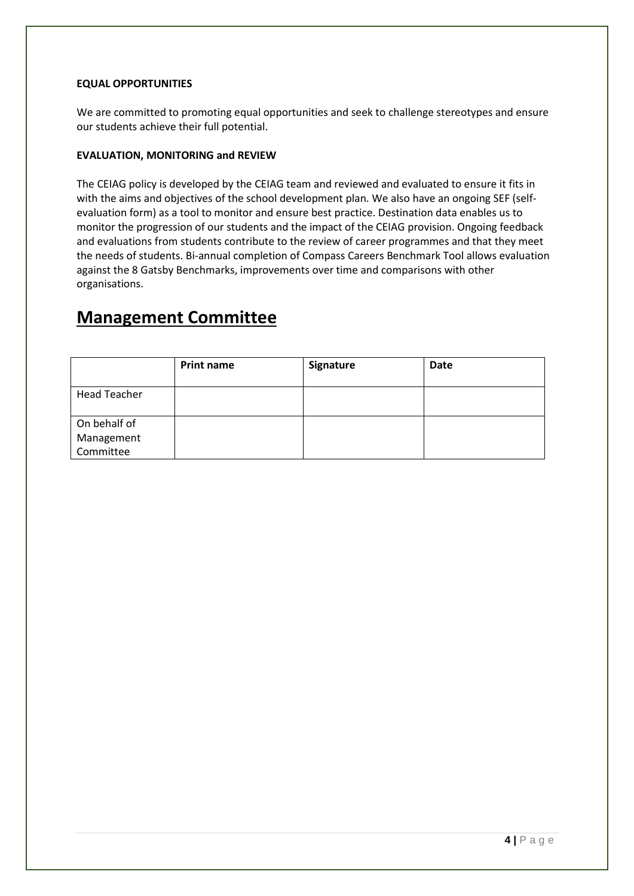**EQUAL OPPORTUNITIES**

We are committed to promoting equal opportunities and seek to challenge stereotypes and ensure our students achieve their full potential.

**EVALUATION, MONITORING and REVIEW**

The CEIAG policy is developed by the CEIAG team and reviewed and evaluated to ensure it fits in with the aims and objectives of the school development plan. We also have an ongoing SEF (self-evaluation form) as a tool to monitor and ensure best practice. Destination data enables us to monitor the progression of our students and the impact of the CEIAG provision. Ongoing feedback and evaluations from students contribute to the review of career programmes and that they meet the needs of students. Bi-annual completion of Compass Careers Benchmark Tool allows evaluation against the 8 Gatsby Benchmarks, improvements over time and comparisons with other organisations.

# Management Committee

| | **Print name** | **Signature** | **Date** |
|---|---|---|---|
| Head Teacher | | | |
| On behalf of Management Committee | | | |